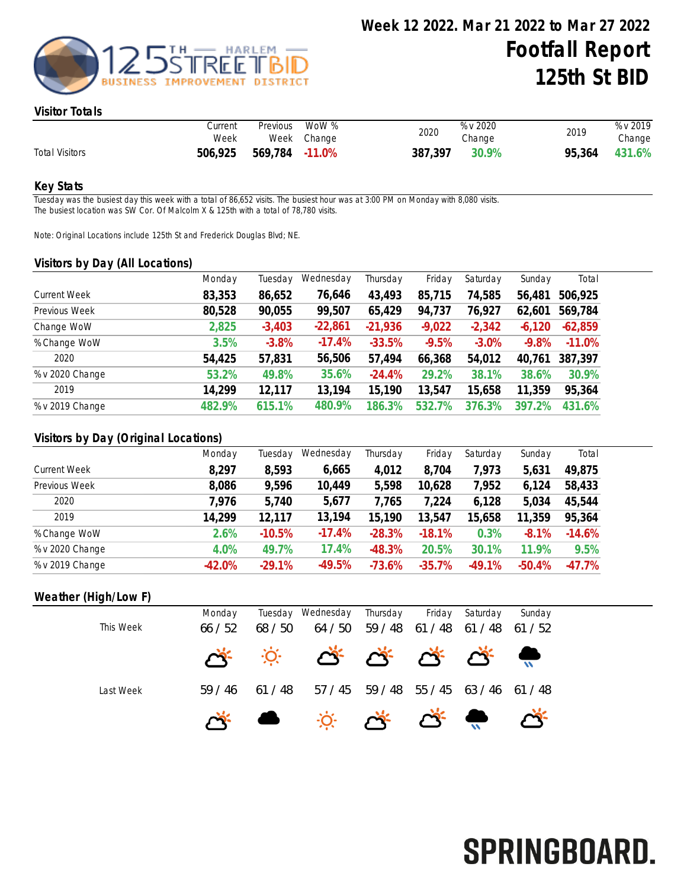# Week 12 2022. Mar 21 2022 to Mar 27 2022

# Footfall Report
# 125th St BID

## Visitor Totals

| | Current Week | Previous Week | WoW % Change | 2020 | % v 2020 Change | 2019 | % v 2019 Change |
|---|---|---|---|---|---|---|---|
| Total Visitors | 506,925 | 569,784 | -11.0% | 387,397 | 30.9% | 95,364 | 431.6% |

## Key Stats

Tuesday was the busiest day this week with a total of 86,652 visits. The busiest hour was at 3:00 PM on Monday with 8,080 visits.
The busiest location was SW Cor. Of Malcolm X & 125th with a total of 78,780 visits.

Note: Original Locations include 125th St and Frederick Douglas Blvd; NE.

## Visitors by Day (All Locations)

| | Monday | Tuesday | Wednesday | Thursday | Friday | Saturday | Sunday | Total |
|---|---|---|---|---|---|---|---|---|
| Current Week | 83,353 | 86,652 | 76,646 | 43,493 | 85,715 | 74,585 | 56,481 | 506,925 |
| Previous Week | 80,528 | 90,055 | 99,507 | 65,429 | 94,737 | 76,927 | 62,601 | 569,784 |
| Change WoW | 2,825 | -3,403 | -22,861 | -21,936 | -9,022 | -2,342 | -6,120 | -62,859 |
| % Change WoW | 3.5% | -3.8% | -17.4% | -33.5% | -9.5% | -3.0% | -9.8% | -11.0% |
| 2020 | 54,425 | 57,831 | 56,506 | 57,494 | 66,368 | 54,012 | 40,761 | 387,397 |
| % v 2020 Change | 53.2% | 49.8% | 35.6% | -24.4% | 29.2% | 38.1% | 38.6% | 30.9% |
| 2019 | 14,299 | 12,117 | 13,194 | 15,190 | 13,547 | 15,658 | 11,359 | 95,364 |
| % v 2019 Change | 482.9% | 615.1% | 480.9% | 186.3% | 532.7% | 376.3% | 397.2% | 431.6% |

## Visitors by Day (Original Locations)

| | Monday | Tuesday | Wednesday | Thursday | Friday | Saturday | Sunday | Total |
|---|---|---|---|---|---|---|---|---|
| Current Week | 8,297 | 8,593 | 6,665 | 4,012 | 8,704 | 7,973 | 5,631 | 49,875 |
| Previous Week | 8,086 | 9,596 | 10,449 | 5,598 | 10,628 | 7,952 | 6,124 | 58,433 |
| 2020 | 7,976 | 5,740 | 5,677 | 7,765 | 7,224 | 6,128 | 5,034 | 45,544 |
| 2019 | 14,299 | 12,117 | 13,194 | 15,190 | 13,547 | 15,658 | 11,359 | 95,364 |
| % Change WoW | 2.6% | -10.5% | -17.4% | -28.3% | -18.1% | 0.3% | -8.1% | -14.6% |
| % v 2020 Change | 4.0% | 49.7% | 17.4% | -48.3% | 20.5% | 30.1% | 11.9% | 9.5% |
| % v 2019 Change | -42.0% | -29.1% | -49.5% | -73.6% | -35.7% | -49.1% | -50.4% | -47.7% |

## Weather (High/Low F)

| | Monday | Tuesday | Wednesday | Thursday | Friday | Saturday | Sunday |
|---|---|---|---|---|---|---|---|
| This Week | 66 / 52 | 68 / 50 | 64 / 50 | 59 / 48 | 61 / 48 | 61 / 48 | 61 / 52 |
| Last Week | 59 / 46 | 61 / 48 | 57 / 45 | 59 / 48 | 55 / 45 | 63 / 46 | 61 / 48 |

SPRINGBOARD.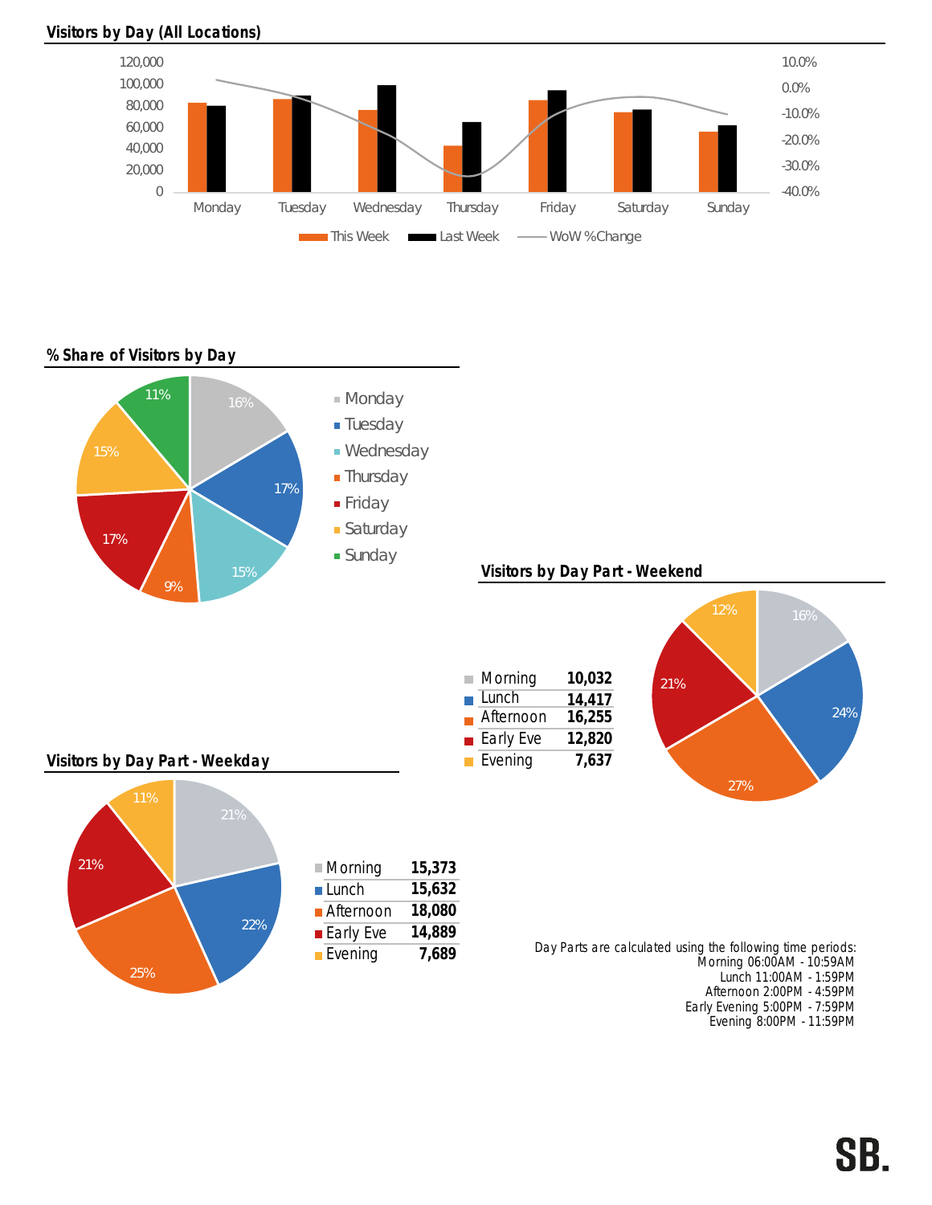## Visors by Day (All Locations)

## % Share of Visitors by Day

| Day | Share |
|---|---|
| Monday | 16% |
| Tuesday | 17% |
| Wednesday | 15% |
| Thursday | 9% |
| Friday | 17% |
| Saturday | 15% |
| Sunday | 11% |

## Visitors by Day Part - Weekend

| Day Part | Visitors | Share |
|---|---|---|
| Morning | 10,032 | 16% |
| Lunch | 14,417 | 24% |
| Afternoon | 16,255 | 27% |
| Early Eve | 12,820 | 21% |
| Evening | 7,637 | 12% |

## Visitors by Day Part - Weekday

| Day Part | Visitors | Share |
|---|---|---|
| Morning | 15,373 | 21% |
| Lunch | 15,632 | 22% |
| Afternoon | 18,080 | 25% |
| Early Eve | 14,889 | 21% |
| Evening | 7,689 | 11% |

Day Parts are calculated using the following time periods:
Morning 06:00AM - 10:59AM
Lunch 11:00AM - 1:59PM
Afternoon 2:00PM - 4:59PM
Early Evening 5:00PM - 7:59PM
Evening 8:00PM - 11:59PM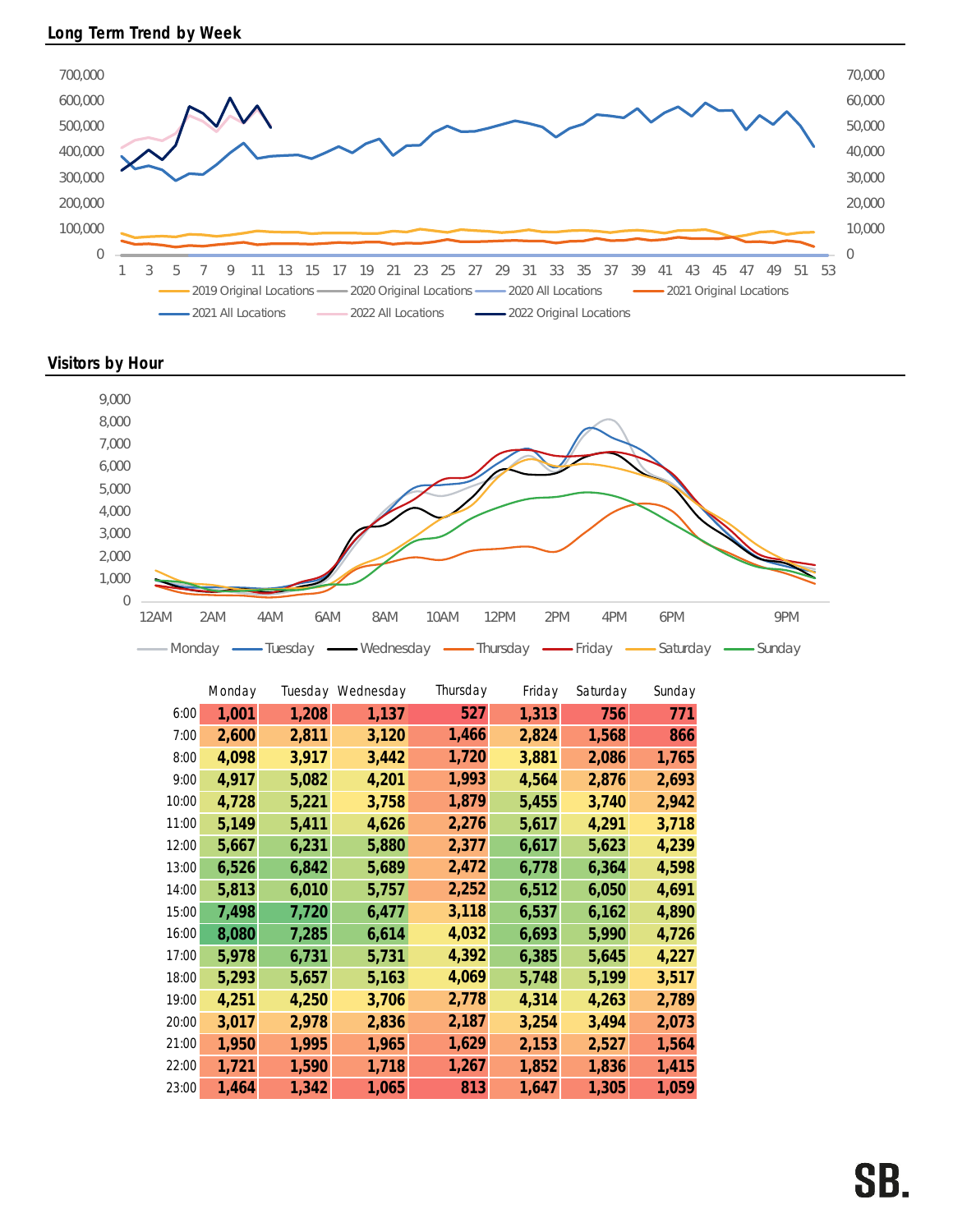## Long Term Trend by Week

## Visitors by Hour

| | Monday | Tuesday | Wednesday | Thursday | Friday | Saturday | Sunday |
|---|---|---|---|---|---|---|---|
| 6:00 | 1,001 | 1,208 | 1,137 | 527 | 1,313 | 756 | 771 |
| 7:00 | 2,600 | 2,811 | 3,120 | 1,466 | 2,824 | 1,568 | 866 |
| 8:00 | 4,098 | 3,917 | 3,442 | 1,720 | 3,881 | 2,086 | 1,765 |
| 9:00 | 4,917 | 5,082 | 4,201 | 1,993 | 4,564 | 2,876 | 2,693 |
| 10:00 | 4,728 | 5,221 | 3,758 | 1,879 | 5,455 | 3,740 | 2,942 |
| 11:00 | 5,149 | 5,411 | 4,626 | 2,276 | 5,617 | 4,291 | 3,718 |
| 12:00 | 5,667 | 6,231 | 5,880 | 2,377 | 6,617 | 5,623 | 4,239 |
| 13:00 | 6,526 | 6,842 | 5,689 | 2,472 | 6,778 | 6,364 | 4,598 |
| 14:00 | 5,813 | 6,010 | 5,757 | 2,252 | 6,512 | 6,050 | 4,691 |
| 15:00 | 7,498 | 7,720 | 6,477 | 3,118 | 6,537 | 6,162 | 4,890 |
| 16:00 | 8,080 | 7,285 | 6,614 | 4,032 | 6,693 | 5,990 | 4,726 |
| 17:00 | 5,978 | 6,731 | 5,731 | 4,392 | 6,385 | 5,645 | 4,227 |
| 18:00 | 5,293 | 5,657 | 5,163 | 4,069 | 5,748 | 5,199 | 3,517 |
| 19:00 | 4,251 | 4,250 | 3,706 | 2,778 | 4,314 | 4,263 | 2,789 |
| 20:00 | 3,017 | 2,978 | 2,836 | 2,187 | 3,254 | 3,494 | 2,073 |
| 21:00 | 1,950 | 1,995 | 1,965 | 1,629 | 2,153 | 2,527 | 1,564 |
| 22:00 | 1,721 | 1,590 | 1,718 | 1,267 | 1,852 | 1,836 | 1,415 |
| 23:00 | 1,464 | 1,342 | 1,065 | 813 | 1,647 | 1,305 | 1,059 |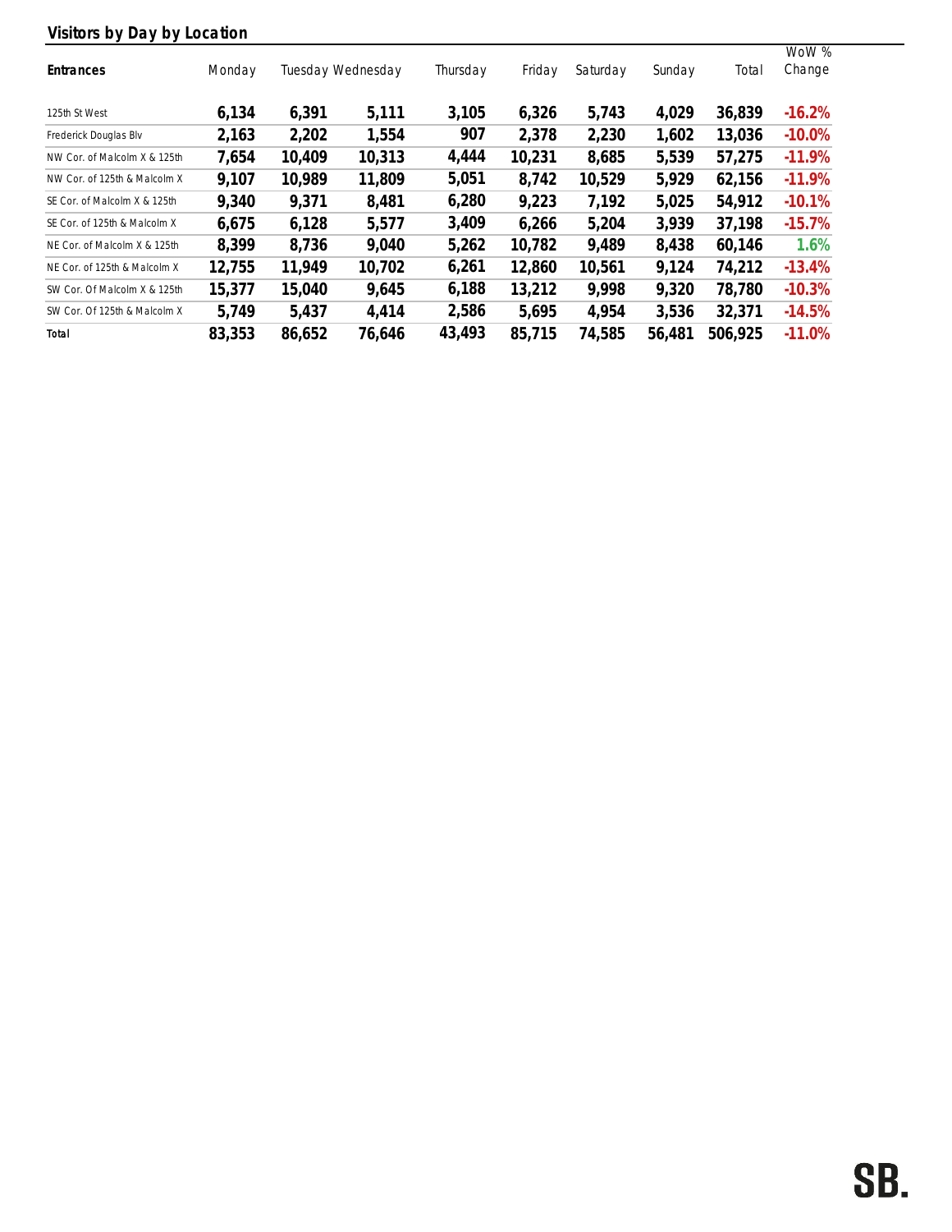## Visitors by Day by Location

| Entrances | Monday | Tuesday | Wednesday | Thursday | Friday | Saturday | Sunday | Total | WoW % Change |
|---|---|---|---|---|---|---|---|---|---|
| 125th St West | **6,134** | **6,391** | **5,111** | **3,105** | **6,326** | **5,743** | **4,029** | **36,839** | **-16.2%** |
| Frederick Douglas Blv | **2,163** | **2,202** | **1,554** | **907** | **2,378** | **2,230** | **1,602** | **13,036** | **-10.0%** |
| NW Cor. of Malcolm X & 125th | **7,654** | **10,409** | **10,313** | **4,444** | **10,231** | **8,685** | **5,539** | **57,275** | **-11.9%** |
| NW Cor. of 125th & Malcolm X | **9,107** | **10,989** | **11,809** | **5,051** | **8,742** | **10,529** | **5,929** | **62,156** | **-11.9%** |
| SE Cor. of Malcolm X & 125th | **9,340** | **9,371** | **8,481** | **6,280** | **9,223** | **7,192** | **5,025** | **54,912** | **-10.1%** |
| SE Cor. of 125th & Malcolm X | **6,675** | **6,128** | **5,577** | **3,409** | **6,266** | **5,204** | **3,939** | **37,198** | **-15.7%** |
| NE Cor. of Malcolm X & 125th | **8,399** | **8,736** | **9,040** | **5,262** | **10,782** | **9,489** | **8,438** | **60,146** | **1.6%** |
| NE Cor. of 125th & Malcolm X | **12,755** | **11,949** | **10,702** | **6,261** | **12,860** | **10,561** | **9,124** | **74,212** | **-13.4%** |
| SW Cor. Of Malcolm X & 125th | **15,377** | **15,040** | **9,645** | **6,188** | **13,212** | **9,998** | **9,320** | **78,780** | **-10.3%** |
| SW Cor. Of 125th & Malcolm X | **5,749** | **5,437** | **4,414** | **2,586** | **5,695** | **4,954** | **3,536** | **32,371** | **-14.5%** |
| **Total** | **83,353** | **86,652** | **76,646** | **43,493** | **85,715** | **74,585** | **56,481** | **506,925** | **-11.0%** |

SB.